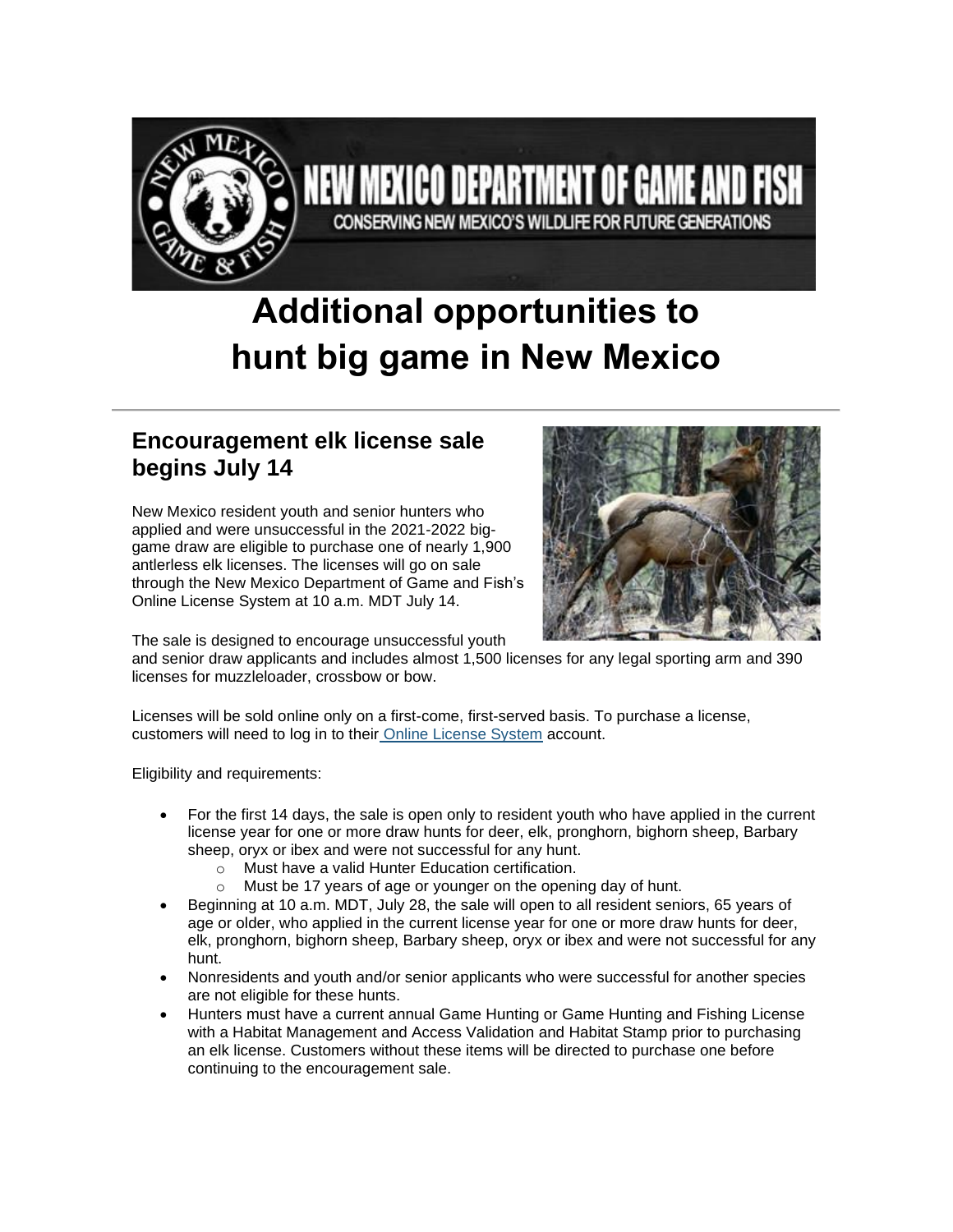# Additional opportunities to hunt big game in New Mexico

## Encouragement elk license sale begins July 14

New Mexico resident youth and senior hunters who applied and were unsuccessful in the 2021-2022 big-game draw are eligible to purchase one of nearly 1,900 antlerless elk licenses. The licenses will go on sale through the New Mexico Department of Game and Fish's Online License System at 10 a.m. MDT July 14.

The sale is designed to encourage unsuccessful youth and senior draw applicants and includes almost 1,500 licenses for any legal sporting arm and 390 licenses for muzzleloader, crossbow or bow.

Licenses will be sold online only on a first-come, first-served basis. To purchase a license, customers will need to log in to their Online License System account.

Eligibility and requirements:

- For the first 14 days, the sale is open only to resident youth who have applied in the current license year for one or more draw hunts for deer, elk, pronghorn, bighorn sheep, Barbary sheep, oryx or ibex and were not successful for any hunt.
  - Must have a valid Hunter Education certification.
  - Must be 17 years of age or younger on the opening day of hunt.
- Beginning at 10 a.m. MDT, July 28, the sale will open to all resident seniors, 65 years of age or older, who applied in the current license year for one or more draw hunts for deer, elk, pronghorn, bighorn sheep, Barbary sheep, oryx or ibex and were not successful for any hunt.
- Nonresidents and youth and/or senior applicants who were successful for another species are not eligible for these hunts.
- Hunters must have a current annual Game Hunting or Game Hunting and Fishing License with a Habitat Management and Access Validation and Habitat Stamp prior to purchasing an elk license. Customers without these items will be directed to purchase one before continuing to the encouragement sale.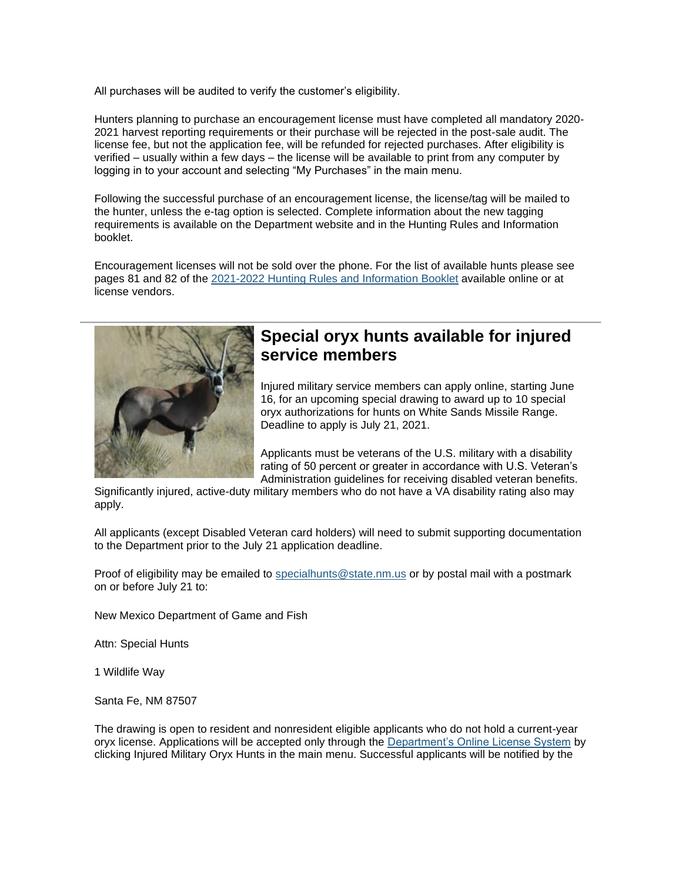All purchases will be audited to verify the customer's eligibility.

Hunters planning to purchase an encouragement license must have completed all mandatory 2020-2021 harvest reporting requirements or their purchase will be rejected in the post-sale audit. The license fee, but not the application fee, will be refunded for rejected purchases. After eligibility is verified – usually within a few days – the license will be available to print from any computer by logging in to your account and selecting "My Purchases" in the main menu.

Following the successful purchase of an encouragement license, the license/tag will be mailed to the hunter, unless the e-tag option is selected. Complete information about the new tagging requirements is available on the Department website and in the Hunting Rules and Information booklet.

Encouragement licenses will not be sold over the phone. For the list of available hunts please see pages 81 and 82 of the 2021-2022 Hunting Rules and Information Booklet available online or at license vendors.

---

## Special oryx hunts available for injured service members

Injured military service members can apply online, starting June 16, for an upcoming special drawing to award up to 10 special oryx authorizations for hunts on White Sands Missile Range. Deadline to apply is July 21, 2021.

Applicants must be veterans of the U.S. military with a disability rating of 50 percent or greater in accordance with U.S. Veteran's Administration guidelines for receiving disabled veteran benefits. Significantly injured, active-duty military members who do not have a VA disability rating also may apply.

All applicants (except Disabled Veteran card holders) will need to submit supporting documentation to the Department prior to the July 21 application deadline.

Proof of eligibility may be emailed to specialhunts@state.nm.us or by postal mail with a postmark on or before July 21 to:

New Mexico Department of Game and Fish

Attn: Special Hunts

1 Wildlife Way

Santa Fe, NM 87507

The drawing is open to resident and nonresident eligible applicants who do not hold a current-year oryx license. Applications will be accepted only through the Department's Online License System by clicking Injured Military Oryx Hunts in the main menu. Successful applicants will be notified by the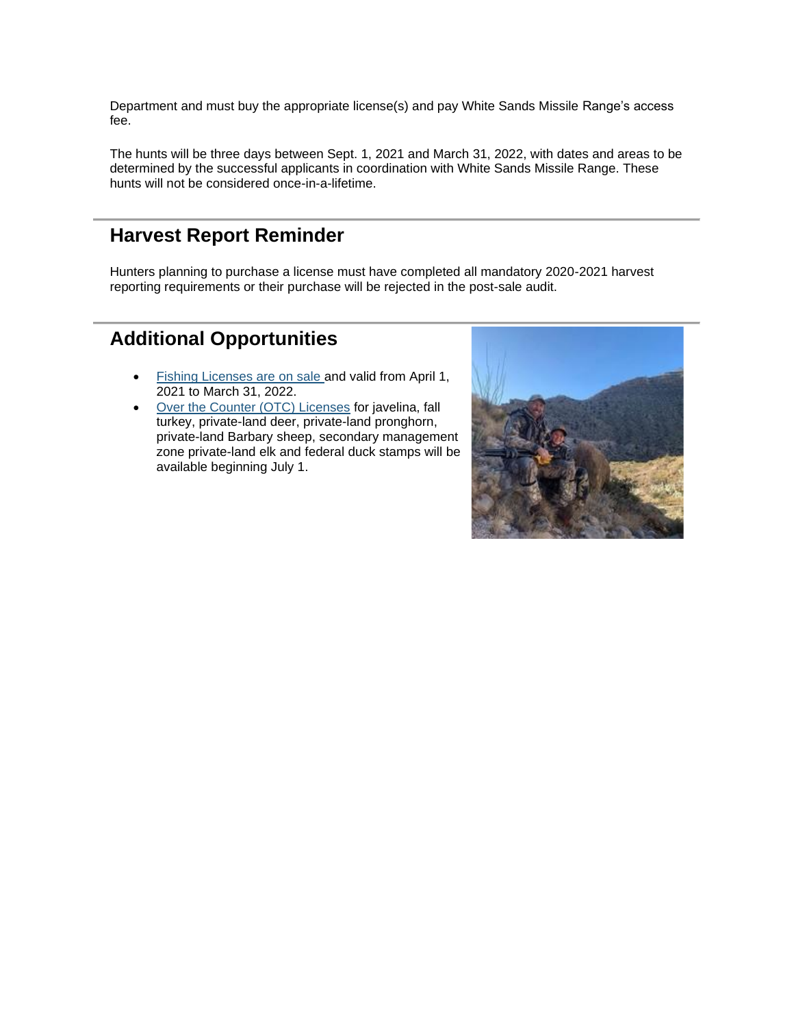Department and must buy the appropriate license(s) and pay White Sands Missile Range's access fee.

The hunts will be three days between Sept. 1, 2021 and March 31, 2022, with dates and areas to be determined by the successful applicants in coordination with White Sands Missile Range. These hunts will not be considered once-in-a-lifetime.

## Harvest Report Reminder

Hunters planning to purchase a license must have completed all mandatory 2020-2021 harvest reporting requirements or their purchase will be rejected in the post-sale audit.

## Additional Opportunities

- Fishing Licenses are on sale and valid from April 1, 2021 to March 31, 2022.
- Over the Counter (OTC) Licenses for javelina, fall turkey, private-land deer, private-land pronghorn, private-land Barbary sheep, secondary management zone private-land elk and federal duck stamps will be available beginning July 1.